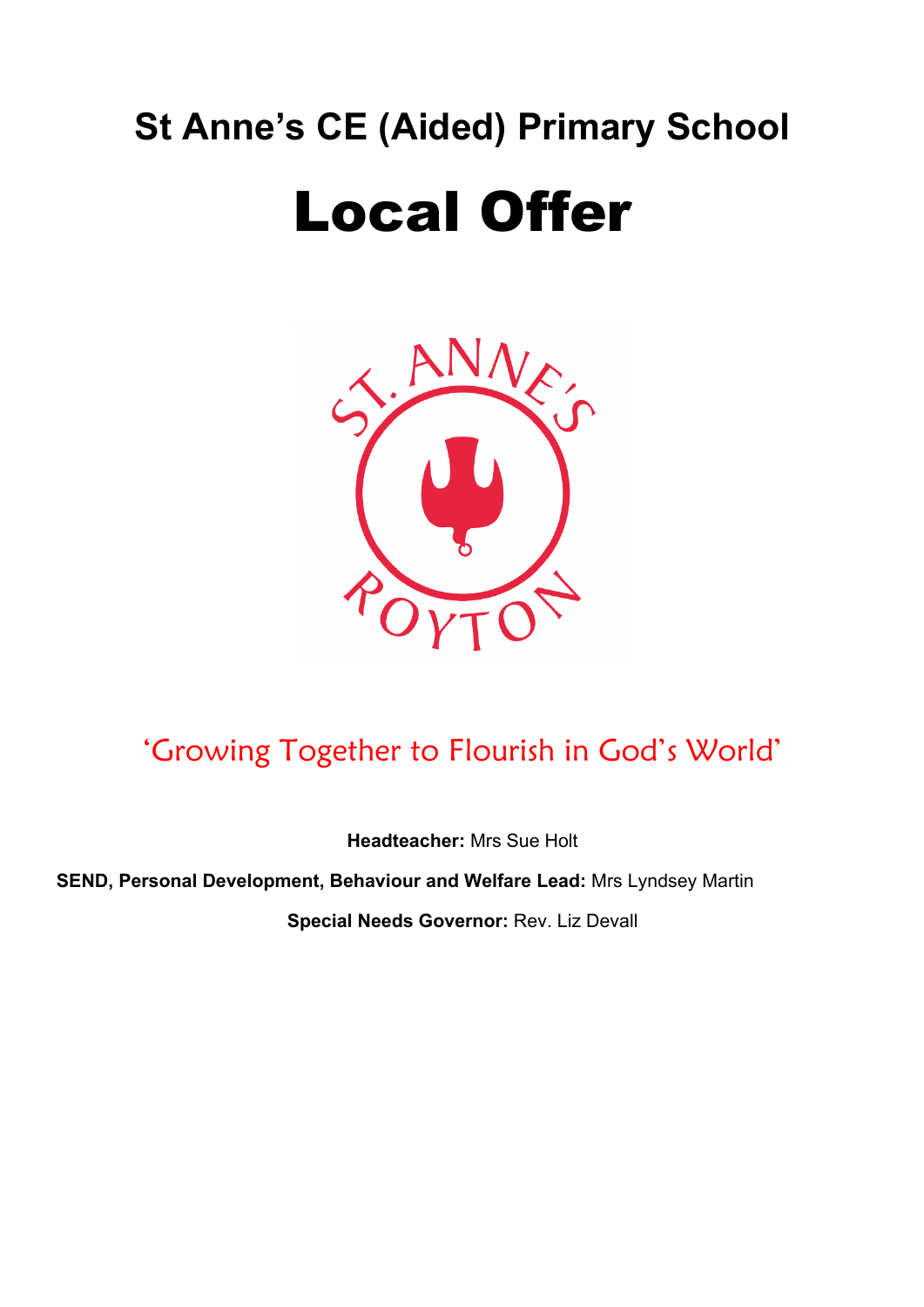# St Anne's CE (Aided) Primary School

# Local Offer

'Growing Together to Flourish in God's World'

**Headteacher:** Mrs Sue Holt

**SEND, Personal Development, Behaviour and Welfare Lead:** Mrs Lyndsey Martin

**Special Needs Governor:** Rev. Liz Devall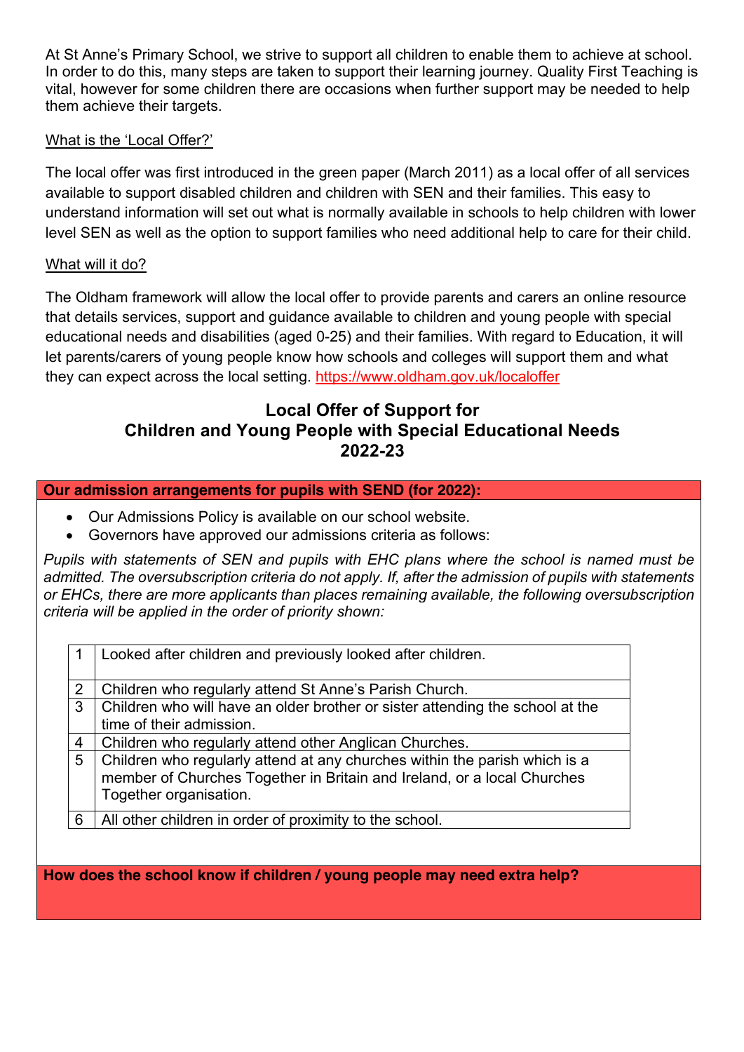At St Anne's Primary School, we strive to support all children to enable them to achieve at school. In order to do this, many steps are taken to support their learning journey. Quality First Teaching is vital, however for some children there are occasions when further support may be needed to help them achieve their targets.

What is the 'Local Offer?'

The local offer was first introduced in the green paper (March 2011) as a local offer of all services available to support disabled children and children with SEN and their families. This easy to understand information will set out what is normally available in schools to help children with lower level SEN as well as the option to support families who need additional help to care for their child.

What will it do?

The Oldham framework will allow the local offer to provide parents and carers an online resource that details services, support and guidance available to children and young people with special educational needs and disabilities (aged 0-25) and their families. With regard to Education, it will let parents/carers of young people know how schools and colleges will support them and what they can expect across the local setting. https://www.oldham.gov.uk/localoffer

## Local Offer of Support for Children and Young People with Special Educational Needs 2022-23

**Our admission arrangements for pupils with SEND (for 2022):**

- Our Admissions Policy is available on our school website.
- Governors have approved our admissions criteria as follows:

*Pupils with statements of SEN and pupils with EHC plans where the school is named must be admitted. The oversubscription criteria do not apply. If, after the admission of pupils with statements or EHCs, there are more applicants than places remaining available, the following oversubscription criteria will be applied in the order of priority shown:*

| | |
|---|---|
| 1 | Looked after children and previously looked after children. |
| 2 | Children who regularly attend St Anne's Parish Church. |
| 3 | Children who will have an older brother or sister attending the school at the time of their admission. |
| 4 | Children who regularly attend other Anglican Churches. |
| 5 | Children who regularly attend at any churches within the parish which is a member of Churches Together in Britain and Ireland, or a local Churches Together organisation. |
| 6 | All other children in order of proximity to the school. |

**How does the school know if children / young people may need extra help?**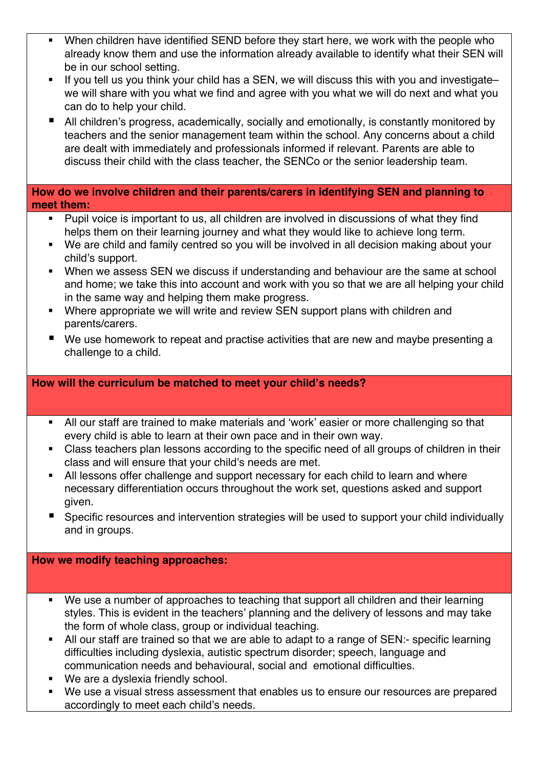- When children have identified SEND before they start here, we work with the people who already know them and use the information already available to identify what their SEN will be in our school setting.
- If you tell us you think your child has a SEN, we will discuss this with you and investigate– we will share with you what we find and agree with you what we will do next and what you can do to help your child.
- All children's progress, academically, socially and emotionally, is constantly monitored by teachers and the senior management team within the school. Any concerns about a child are dealt with immediately and professionals informed if relevant. Parents are able to discuss their child with the class teacher, the SENCo or the senior leadership team.

**How do we involve children and their parents/carers in identifying SEN and planning to meet them:**

- Pupil voice is important to us, all children are involved in discussions of what they find helps them on their learning journey and what they would like to achieve long term.
- We are child and family centred so you will be involved in all decision making about your child's support.
- When we assess SEN we discuss if understanding and behaviour are the same at school and home; we take this into account and work with you so that we are all helping your child in the same way and helping them make progress.
- Where appropriate we will write and review SEN support plans with children and parents/carers.
- We use homework to repeat and practise activities that are new and maybe presenting a challenge to a child.

**How will the curriculum be matched to meet your child's needs?**

- All our staff are trained to make materials and 'work' easier or more challenging so that every child is able to learn at their own pace and in their own way.
- Class teachers plan lessons according to the specific need of all groups of children in their class and will ensure that your child's needs are met.
- All lessons offer challenge and support necessary for each child to learn and where necessary differentiation occurs throughout the work set, questions asked and support given.
- Specific resources and intervention strategies will be used to support your child individually and in groups.

**How we modify teaching approaches:**

- We use a number of approaches to teaching that support all children and their learning styles. This is evident in the teachers' planning and the delivery of lessons and may take the form of whole class, group or individual teaching.
- All our staff are trained so that we are able to adapt to a range of SEN:- specific learning difficulties including dyslexia, autistic spectrum disorder; speech, language and communication needs and behavioural, social and emotional difficulties.
- We are a dyslexia friendly school.
- We use a visual stress assessment that enables us to ensure our resources are prepared accordingly to meet each child's needs.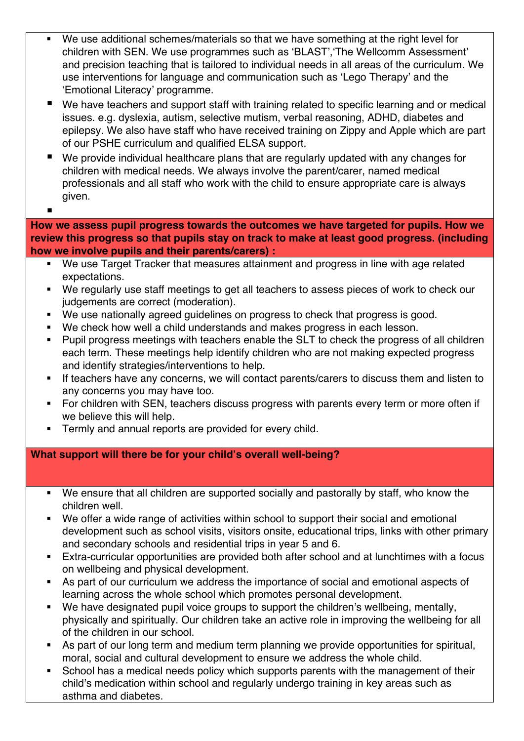- We use additional schemes/materials so that we have something at the right level for children with SEN. We use programmes such as 'BLAST','The Wellcomm Assessment' and precision teaching that is tailored to individual needs in all areas of the curriculum. We use interventions for language and communication such as 'Lego Therapy' and the 'Emotional Literacy' programme.
- We have teachers and support staff with training related to specific learning and or medical issues. e.g. dyslexia, autism, selective mutism, verbal reasoning, ADHD, diabetes and epilepsy. We also have staff who have received training on Zippy and Apple which are part of our PSHE curriculum and qualified ELSA support.
- We provide individual healthcare plans that are regularly updated with any changes for children with medical needs. We always involve the parent/carer, named medical professionals and all staff who work with the child to ensure appropriate care is always given.

**How we assess pupil progress towards the outcomes we have targeted for pupils. How we review this progress so that pupils stay on track to make at least good progress. (including how we involve pupils and their parents/carers) :**

- We use Target Tracker that measures attainment and progress in line with age related expectations.
- We regularly use staff meetings to get all teachers to assess pieces of work to check our judgements are correct (moderation).
- We use nationally agreed guidelines on progress to check that progress is good.
- We check how well a child understands and makes progress in each lesson.
- Pupil progress meetings with teachers enable the SLT to check the progress of all children each term. These meetings help identify children who are not making expected progress and identify strategies/interventions to help.
- If teachers have any concerns, we will contact parents/carers to discuss them and listen to any concerns you may have too.
- For children with SEN, teachers discuss progress with parents every term or more often if we believe this will help.
- Termly and annual reports are provided for every child.

**What support will there be for your child's overall well-being?**

- We ensure that all children are supported socially and pastorally by staff, who know the children well.
- We offer a wide range of activities within school to support their social and emotional development such as school visits, visitors onsite, educational trips, links with other primary and secondary schools and residential trips in year 5 and 6.
- Extra-curricular opportunities are provided both after school and at lunchtimes with a focus on wellbeing and physical development.
- As part of our curriculum we address the importance of social and emotional aspects of learning across the whole school which promotes personal development.
- We have designated pupil voice groups to support the children's wellbeing, mentally, physically and spiritually. Our children take an active role in improving the wellbeing for all of the children in our school.
- As part of our long term and medium term planning we provide opportunities for spiritual, moral, social and cultural development to ensure we address the whole child.
- School has a medical needs policy which supports parents with the management of their child's medication within school and regularly undergo training in key areas such as asthma and diabetes.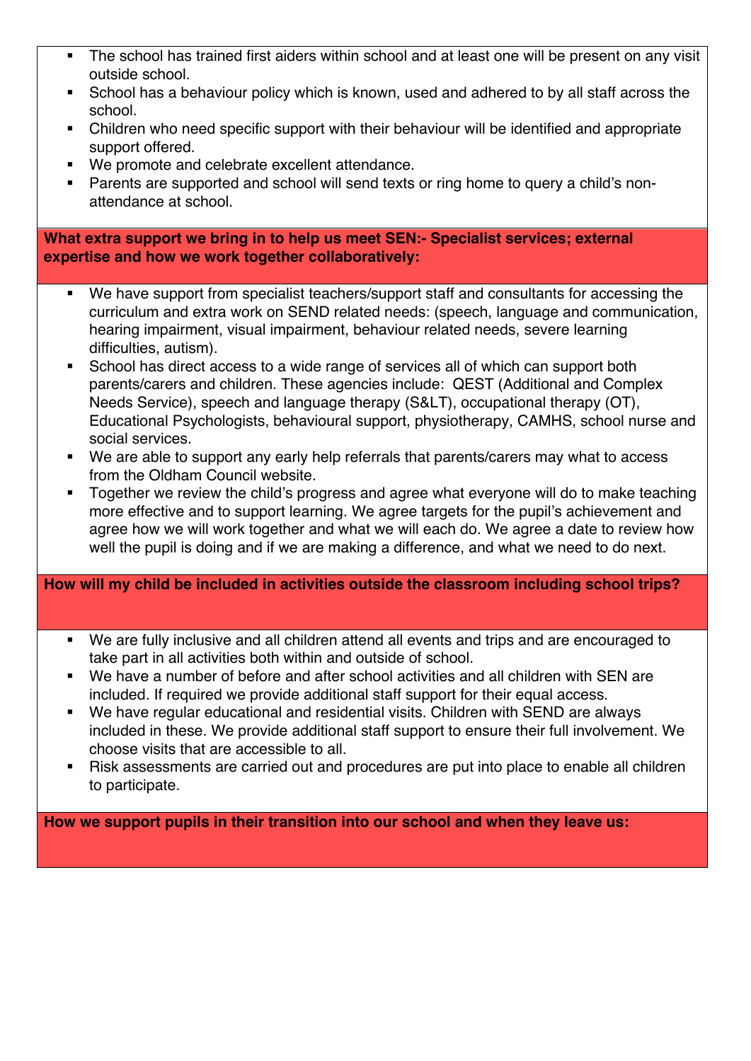- The school has trained first aiders within school and at least one will be present on any visit outside school.
- School has a behaviour policy which is known, used and adhered to by all staff across the school.
- Children who need specific support with their behaviour will be identified and appropriate support offered.
- We promote and celebrate excellent attendance.
- Parents are supported and school will send texts or ring home to query a child's non-attendance at school.

**What extra support we bring in to help us meet SEN:- Specialist services; external expertise and how we work together collaboratively:**

- We have support from specialist teachers/support staff and consultants for accessing the curriculum and extra work on SEND related needs: (speech, language and communication, hearing impairment, visual impairment, behaviour related needs, severe learning difficulties, autism).
- School has direct access to a wide range of services all of which can support both parents/carers and children. These agencies include: QEST (Additional and Complex Needs Service), speech and language therapy (S&LT), occupational therapy (OT), Educational Psychologists, behavioural support, physiotherapy, CAMHS, school nurse and social services.
- We are able to support any early help referrals that parents/carers may what to access from the Oldham Council website.
- Together we review the child's progress and agree what everyone will do to make teaching more effective and to support learning. We agree targets for the pupil's achievement and agree how we will work together and what we will each do. We agree a date to review how well the pupil is doing and if we are making a difference, and what we need to do next.

**How will my child be included in activities outside the classroom including school trips?**

- We are fully inclusive and all children attend all events and trips and are encouraged to take part in all activities both within and outside of school.
- We have a number of before and after school activities and all children with SEN are included. If required we provide additional staff support for their equal access.
- We have regular educational and residential visits. Children with SEND are always included in these. We provide additional staff support to ensure their full involvement. We choose visits that are accessible to all.
- Risk assessments are carried out and procedures are put into place to enable all children to participate.

**How we support pupils in their transition into our school and when they leave us:**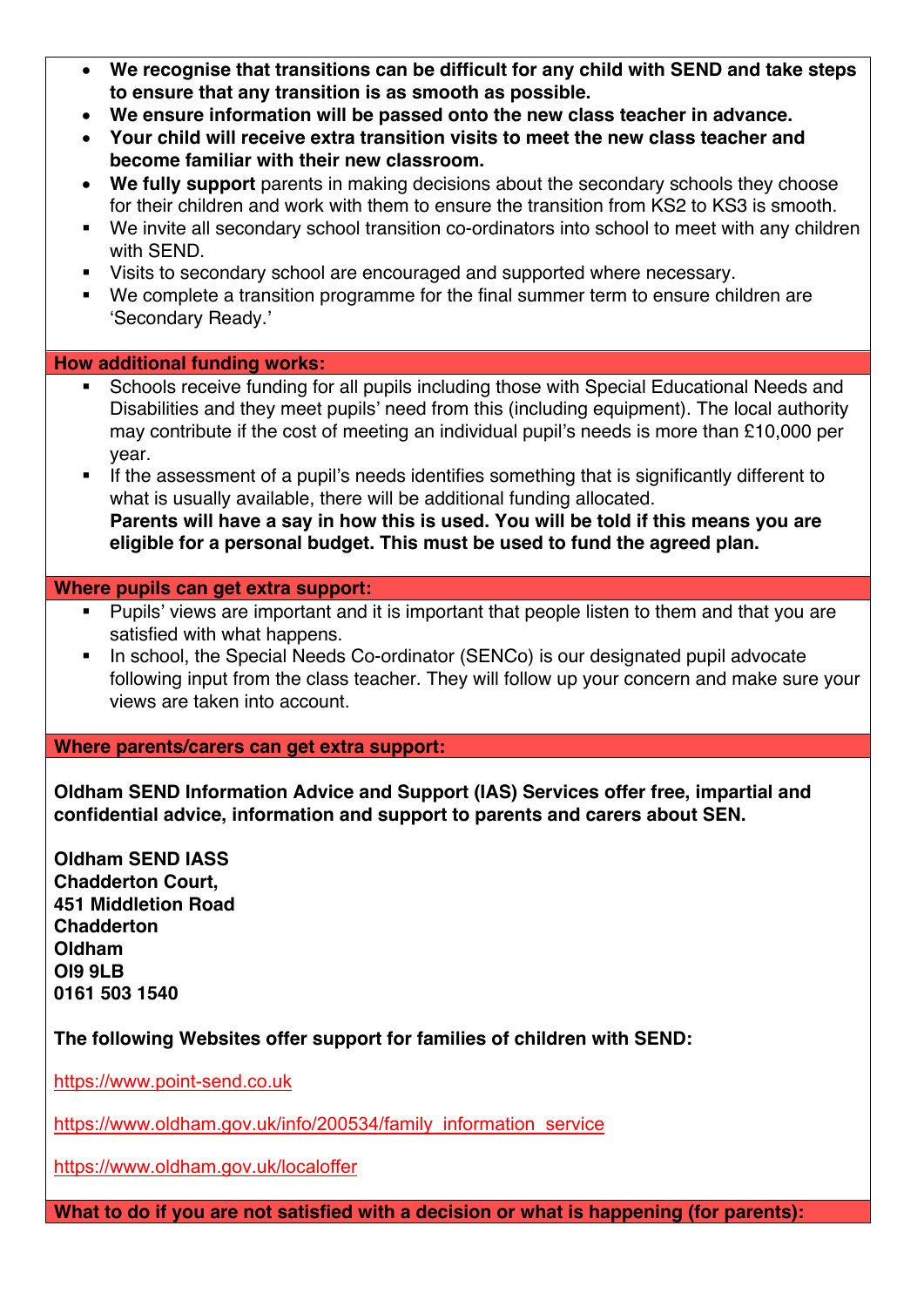- **We recognise that transitions can be difficult for any child with SEND and take steps to ensure that any transition is as smooth as possible.**
- **We ensure information will be passed onto the new class teacher in advance.**
- **Your child will receive extra transition visits to meet the new class teacher and become familiar with their new classroom.**
- **We fully support** parents in making decisions about the secondary schools they choose for their children and work with them to ensure the transition from KS2 to KS3 is smooth.
  - We invite all secondary school transition co-ordinators into school to meet with any children with SEND.
  - Visits to secondary school are encouraged and supported where necessary.
  - We complete a transition programme for the final summer term to ensure children are 'Secondary Ready.'

## How additional funding works:

- Schools receive funding for all pupils including those with Special Educational Needs and Disabilities and they meet pupils' need from this (including equipment). The local authority may contribute if the cost of meeting an individual pupil's needs is more than £10,000 per year.
- If the assessment of a pupil's needs identifies something that is significantly different to what is usually available, there will be additional funding allocated.
  **Parents will have a say in how this is used. You will be told if this means you are eligible for a personal budget. This must be used to fund the agreed plan.**

## Where pupils can get extra support:

- Pupils' views are important and it is important that people listen to them and that you are satisfied with what happens.
- In school, the Special Needs Co-ordinator (SENCo) is our designated pupil advocate following input from the class teacher. They will follow up your concern and make sure your views are taken into account.

## Where parents/carers can get extra support:

**Oldham SEND Information Advice and Support (IAS) Services offer free, impartial and confidential advice, information and support to parents and carers about SEN.**

**Oldham SEND IASS**
**Chadderton Court,**
**451 Middletion Road**
**Chadderton**
**Oldham**
**Ol9 9LB**
**0161 503 1540**

**The following Websites offer support for families of children with SEND:**

https://www.point-send.co.uk

https://www.oldham.gov.uk/info/200534/family_information_service

https://www.oldham.gov.uk/localoffer

## What to do if you are not satisfied with a decision or what is happening (for parents):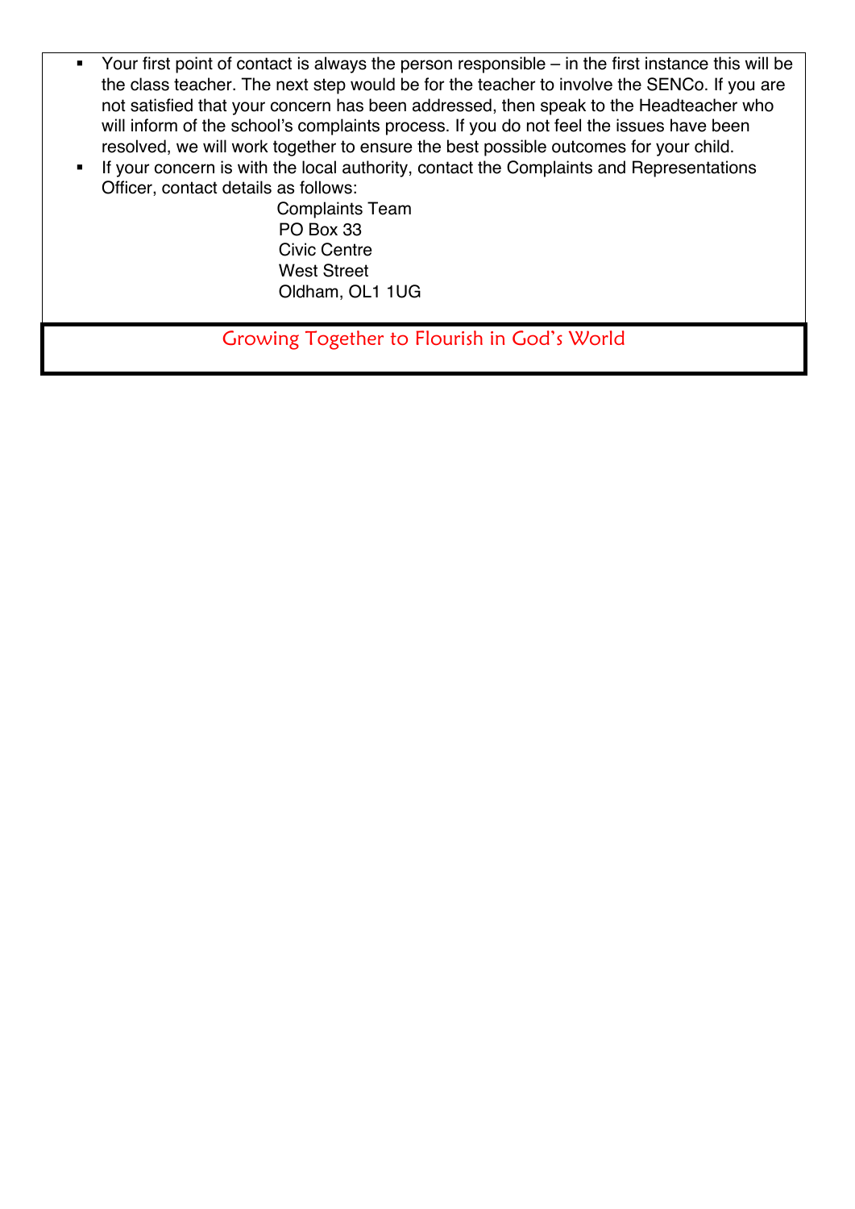- Your first point of contact is always the person responsible – in the first instance this will be the class teacher. The next step would be for the teacher to involve the SENCo. If you are not satisfied that your concern has been addressed, then speak to the Headteacher who will inform of the school's complaints process. If you do not feel the issues have been resolved, we will work together to ensure the best possible outcomes for your child.
- If your concern is with the local authority, contact the Complaints and Representations Officer, contact details as follows:

  Complaints Team
  PO Box 33
  Civic Centre
  West Street
  Oldham, OL1 1UG

Growing Together to Flourish in God's World